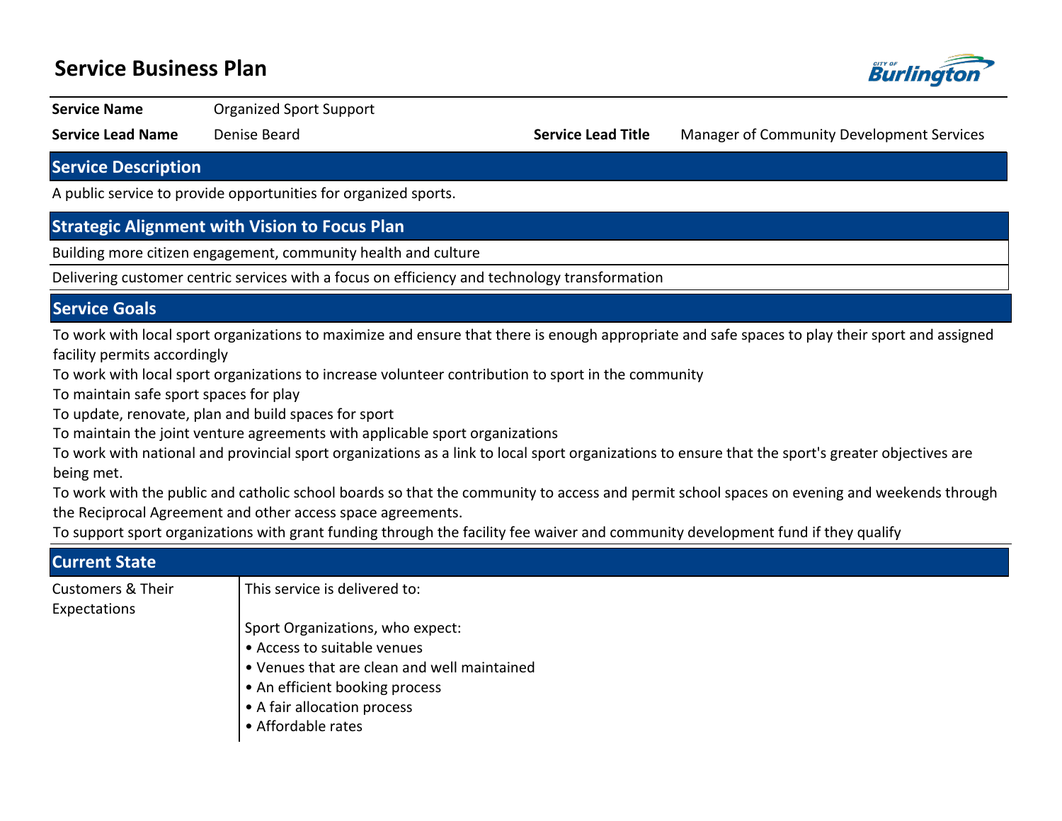# Service Business Plan

| | | | |
|---|---|---|---|
| **Service Name** | Organized Sport Support | | |
| **Service Lead Name** | Denise Beard | **Service Lead Title** | Manager of Community Development Services |

## Service Description

A public service to provide opportunities for organized sports.

## Strategic Alignment with Vision to Focus Plan

Building more citizen engagement, community health and culture

Delivering customer centric services with a focus on efficiency and technology transformation

## Service Goals

To work with local sport organizations to maximize and ensure that there is enough appropriate and safe spaces to play their sport and assigned facility permits accordingly

To work with local sport organizations to increase volunteer contribution to sport in the community

To maintain safe sport spaces for play

To update, renovate, plan and build spaces for sport

To maintain the joint venture agreements with applicable sport organizations

To work with national and provincial sport organizations as a link to local sport organizations to ensure that the sport's greater objectives are being met.

To work with the public and catholic school boards so that the community to access and permit school spaces on evening and weekends through the Reciprocal Agreement and other access space agreements.

To support sport organizations with grant funding through the facility fee waiver and community development fund if they qualify

## Current State

**Customers & Their Expectations**

This service is delivered to:

Sport Organizations, who expect:

- Access to suitable venues
- Venues that are clean and well maintained
- An efficient booking process
- A fair allocation process
- Affordable rates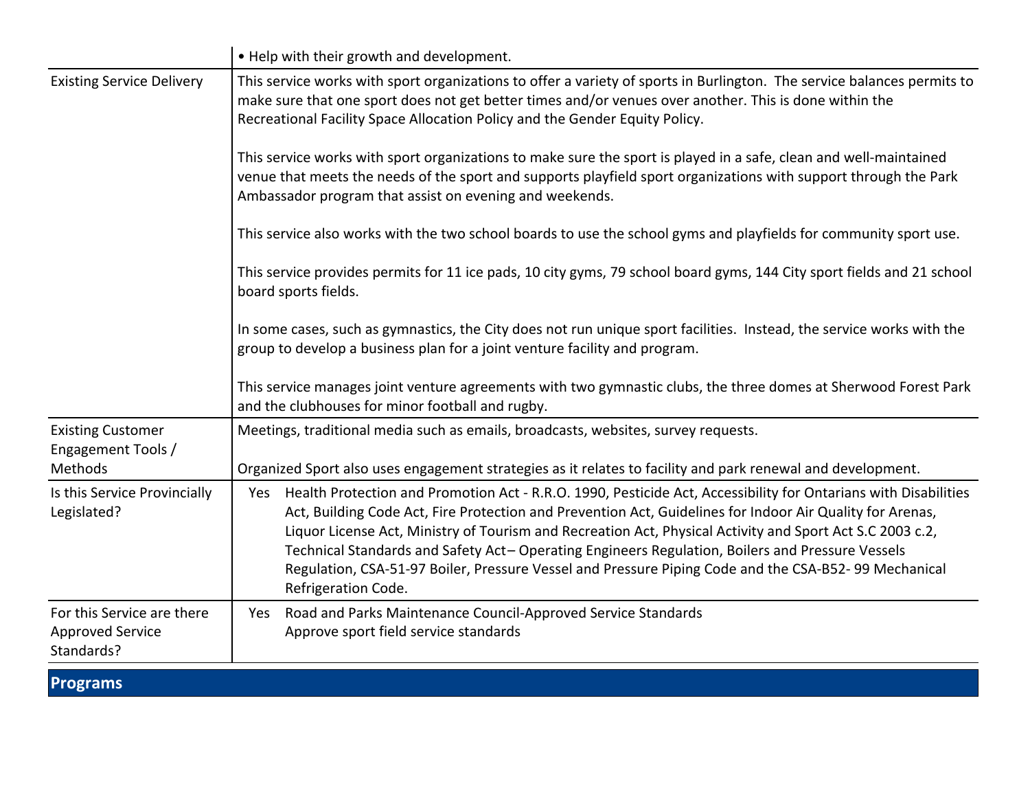| | |
|---|---|
| | • Help with their growth and development. |
| Existing Service Delivery | This service works with sport organizations to offer a variety of sports in Burlington. The service balances permits to make sure that one sport does not get better times and/or venues over another. This is done within the Recreational Facility Space Allocation Policy and the Gender Equity Policy.<br><br>This service works with sport organizations to make sure the sport is played in a safe, clean and well-maintained venue that meets the needs of the sport and supports playfield sport organizations with support through the Park Ambassador program that assist on evening and weekends.<br><br>This service also works with the two school boards to use the school gyms and playfields for community sport use.<br><br>This service provides permits for 11 ice pads, 10 city gyms, 79 school board gyms, 144 City sport fields and 21 school board sports fields.<br><br>In some cases, such as gymnastics, the City does not run unique sport facilities. Instead, the service works with the group to develop a business plan for a joint venture facility and program.<br><br>This service manages joint venture agreements with two gymnastic clubs, the three domes at Sherwood Forest Park and the clubhouses for minor football and rugby. |
| Existing Customer Engagement Tools / Methods | Meetings, traditional media such as emails, broadcasts, websites, survey requests.<br><br>Organized Sport also uses engagement strategies as it relates to facility and park renewal and development. |
| Is this Service Provincially Legislated? | Yes Health Protection and Promotion Act - R.R.O. 1990, Pesticide Act, Accessibility for Ontarians with Disabilities Act, Building Code Act, Fire Protection and Prevention Act, Guidelines for Indoor Air Quality for Arenas, Liquor License Act, Ministry of Tourism and Recreation Act, Physical Activity and Sport Act S.C 2003 c.2, Technical Standards and Safety Act– Operating Engineers Regulation, Boilers and Pressure Vessels Regulation, CSA-51-97 Boiler, Pressure Vessel and Pressure Piping Code and the CSA-B52- 99 Mechanical Refrigeration Code. |
| For this Service are there Approved Service Standards? | Yes Road and Parks Maintenance Council-Approved Service Standards<br>Approve sport field service standards |

## Programs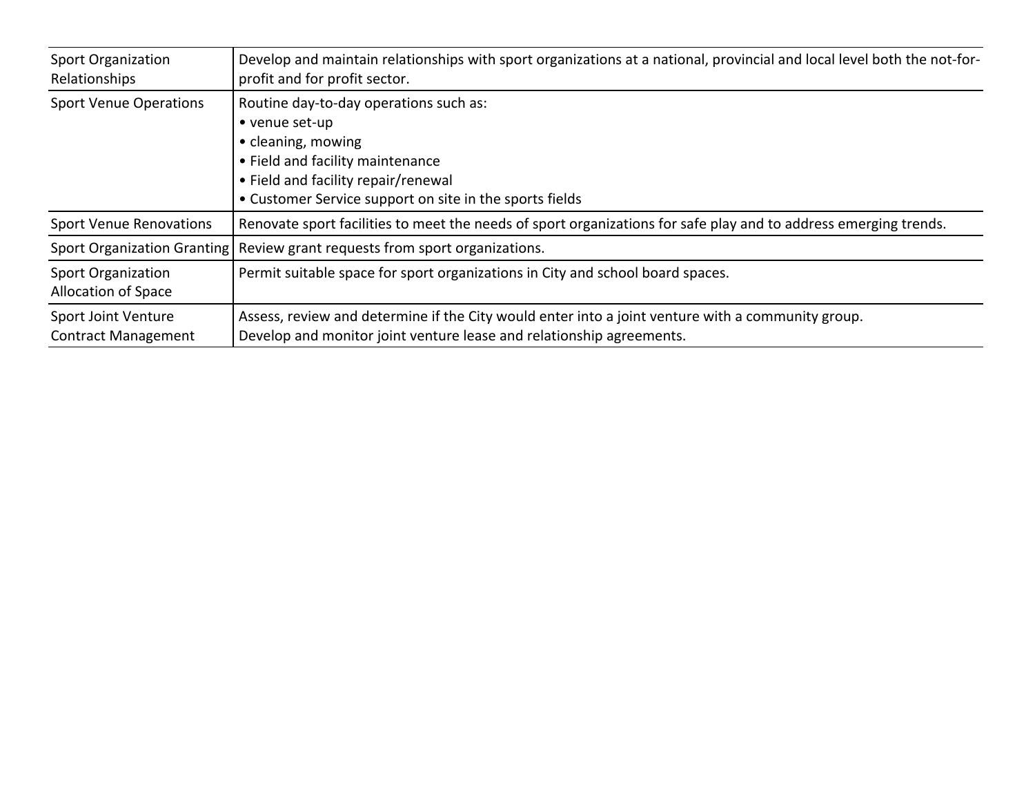| | |
|---|---|
| Sport Organization Relationships | Develop and maintain relationships with sport organizations at a national, provincial and local level both the not-for-profit and for profit sector. |
| Sport Venue Operations | Routine day-to-day operations such as:<br>• venue set-up<br>• cleaning, mowing<br>• Field and facility maintenance<br>• Field and facility repair/renewal<br>• Customer Service support on site in the sports fields |
| Sport Venue Renovations | Renovate sport facilities to meet the needs of sport organizations for safe play and to address emerging trends. |
| Sport Organization Granting | Review grant requests from sport organizations. |
| Sport Organization Allocation of Space | Permit suitable space for sport organizations in City and school board spaces. |
| Sport Joint Venture Contract Management | Assess, review and determine if the City would enter into a joint venture with a community group.<br>Develop and monitor joint venture lease and relationship agreements. |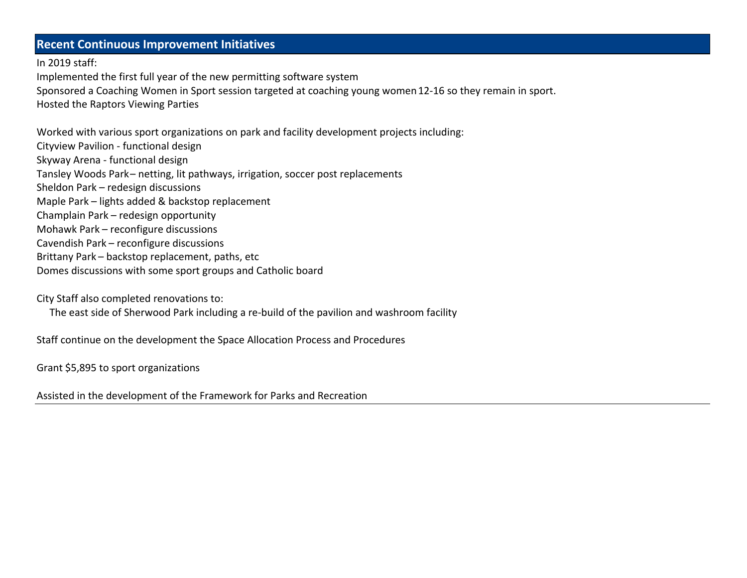## Recent Continuous Improvement Initiatives

In 2019 staff:

Implemented the first full year of the new permitting software system

Sponsored a Coaching Women in Sport session targeted at coaching young women 12-16 so they remain in sport.

Hosted the Raptors Viewing Parties

Worked with various sport organizations on park and facility development projects including:

Cityview Pavilion - functional design

Skyway Arena - functional design

Tansley Woods Park – netting, lit pathways, irrigation, soccer post replacements

Sheldon Park – redesign discussions

Maple Park – lights added & backstop replacement

Champlain Park – redesign opportunity

Mohawk Park – reconfigure discussions

Cavendish Park – reconfigure discussions

Brittany Park – backstop replacement, paths, etc

Domes discussions with some sport groups and Catholic board

City Staff also completed renovations to:

The east side of Sherwood Park including a re-build of the pavilion and washroom facility

Staff continue on the development the Space Allocation Process and Procedures

Grant $5,895 to sport organizations

Assisted in the development of the Framework for Parks and Recreation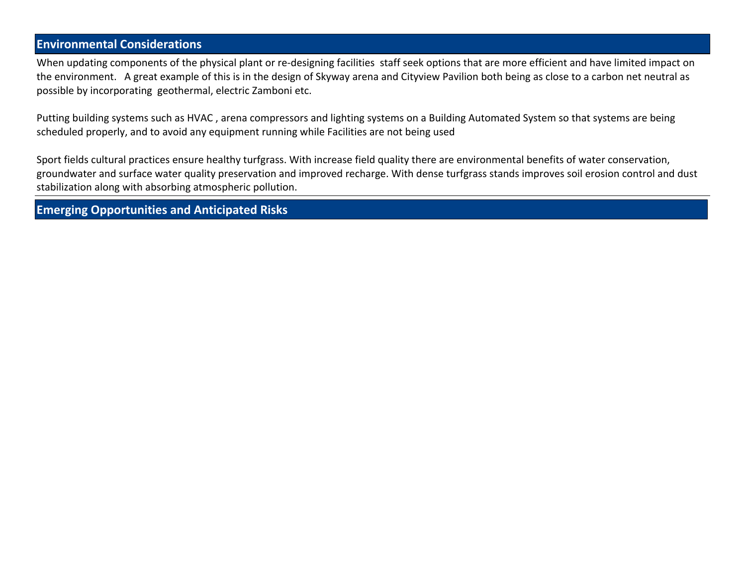## Environmental Considerations

When updating components of the physical plant or re-designing facilities staff seek options that are more efficient and have limited impact on the environment. A great example of this is in the design of Skyway arena and Cityview Pavilion both being as close to a carbon net neutral as possible by incorporating geothermal, electric Zamboni etc.

Putting building systems such as HVAC , arena compressors and lighting systems on a Building Automated System so that systems are being scheduled properly, and to avoid any equipment running while Facilities are not being used

Sport fields cultural practices ensure healthy turfgrass. With increase field quality there are environmental benefits of water conservation, groundwater and surface water quality preservation and improved recharge. With dense turfgrass stands improves soil erosion control and dust stabilization along with absorbing atmospheric pollution.

## Emerging Opportunities and Anticipated Risks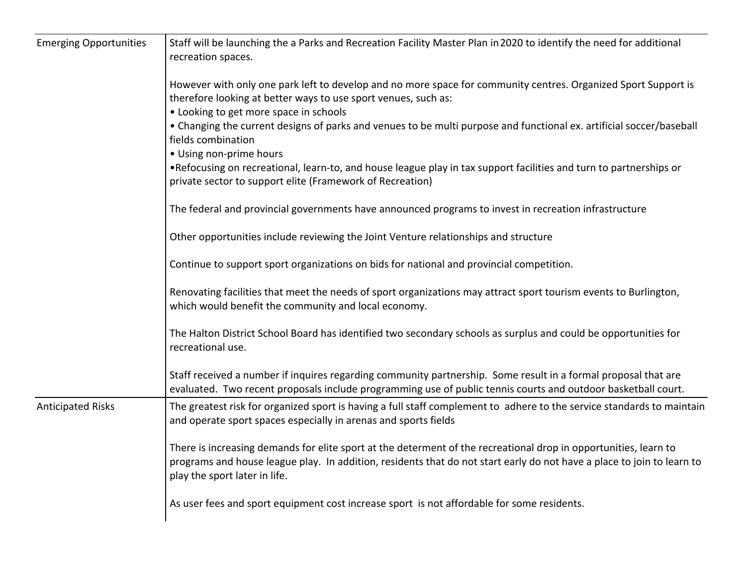| | |
|---|---|
| Emerging Opportunities | Staff will be launching the a Parks and Recreation Facility Master Plan in 2020 to identify the need for additional recreation spaces.<br><br>However with only one park left to develop and no more space for community centres. Organized Sport Support is therefore looking at better ways to use sport venues, such as:<br>• Looking to get more space in schools<br>• Changing the current designs of parks and venues to be multi purpose and functional ex. artificial soccer/baseball fields combination<br>• Using non-prime hours<br>•Refocusing on recreational, learn-to, and house league play in tax support facilities and turn to partnerships or private sector to support elite (Framework of Recreation)<br><br>The federal and provincial governments have announced programs to invest in recreation infrastructure<br><br>Other opportunities include reviewing the Joint Venture relationships and structure<br><br>Continue to support sport organizations on bids for national and provincial competition.<br><br>Renovating facilities that meet the needs of sport organizations may attract sport tourism events to Burlington, which would benefit the community and local economy.<br><br>The Halton District School Board has identified two secondary schools as surplus and could be opportunities for recreational use.<br><br>Staff received a number if inquires regarding community partnership. Some result in a formal proposal that are evaluated. Two recent proposals include programming use of public tennis courts and outdoor basketball court. |
| Anticipated Risks | The greatest risk for organized sport is having a full staff complement to adhere to the service standards to maintain and operate sport spaces especially in arenas and sports fields<br><br>There is increasing demands for elite sport at the determent of the recreational drop in opportunities, learn to programs and house league play. In addition, residents that do not start early do not have a place to join to learn to play the sport later in life.<br><br>As user fees and sport equipment cost increase sport is not affordable for some residents. |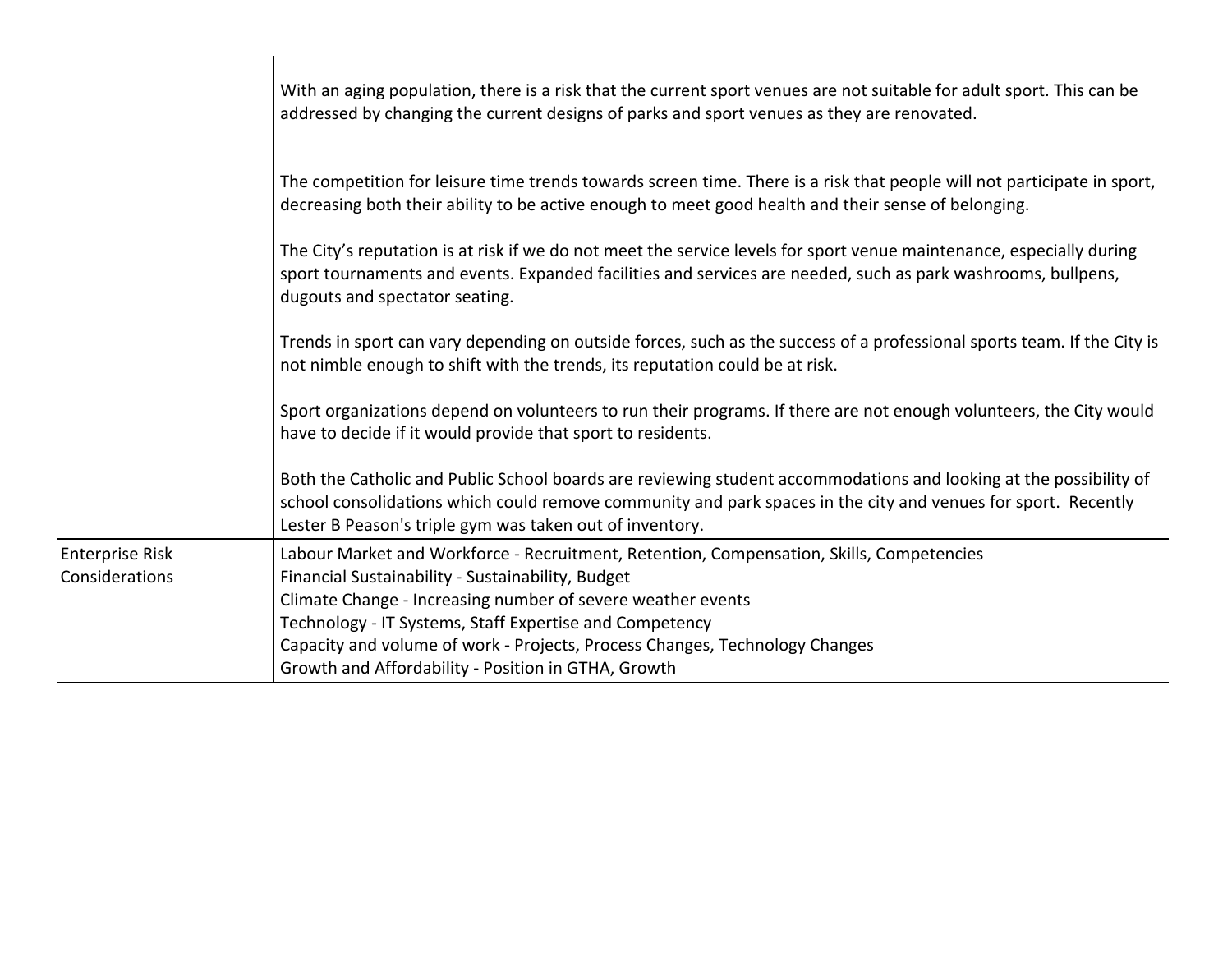| | |
|---|---|
| | With an aging population, there is a risk that the current sport venues are not suitable for adult sport. This can be addressed by changing the current designs of parks and sport venues as they are renovated.<br><br>The competition for leisure time trends towards screen time. There is a risk that people will not participate in sport, decreasing both their ability to be active enough to meet good health and their sense of belonging.<br><br>The City's reputation is at risk if we do not meet the service levels for sport venue maintenance, especially during sport tournaments and events. Expanded facilities and services are needed, such as park washrooms, bullpens, dugouts and spectator seating.<br><br>Trends in sport can vary depending on outside forces, such as the success of a professional sports team. If the City is not nimble enough to shift with the trends, its reputation could be at risk.<br><br>Sport organizations depend on volunteers to run their programs. If there are not enough volunteers, the City would have to decide if it would provide that sport to residents.<br><br>Both the Catholic and Public School boards are reviewing student accommodations and looking at the possibility of school consolidations which could remove community and park spaces in the city and venues for sport. Recently Lester B Peason's triple gym was taken out of inventory. |
| Enterprise Risk Considerations | Labour Market and Workforce - Recruitment, Retention, Compensation, Skills, Competencies<br>Financial Sustainability - Sustainability, Budget<br>Climate Change - Increasing number of severe weather events<br>Technology - IT Systems, Staff Expertise and Competency<br>Capacity and volume of work - Projects, Process Changes, Technology Changes<br>Growth and Affordability - Position in GTHA, Growth |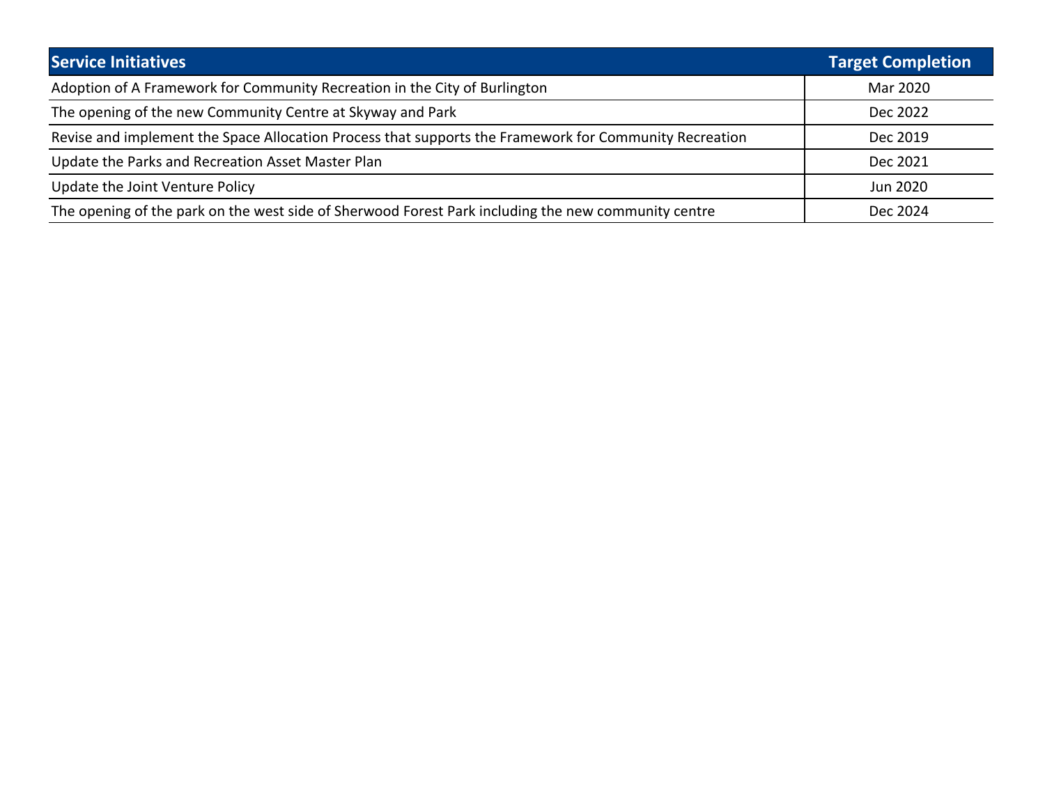| Service Initiatives | Target Completion |
| --- | --- |
| Adoption of A Framework for Community Recreation in the City of Burlington | Mar 2020 |
| The opening of the new Community Centre at Skyway and Park | Dec 2022 |
| Revise and implement the Space Allocation Process that supports the Framework for Community Recreation | Dec 2019 |
| Update the Parks and Recreation Asset Master Plan | Dec 2021 |
| Update the Joint Venture Policy | Jun 2020 |
| The opening of the park on the west side of Sherwood Forest Park including the new community centre | Dec 2024 |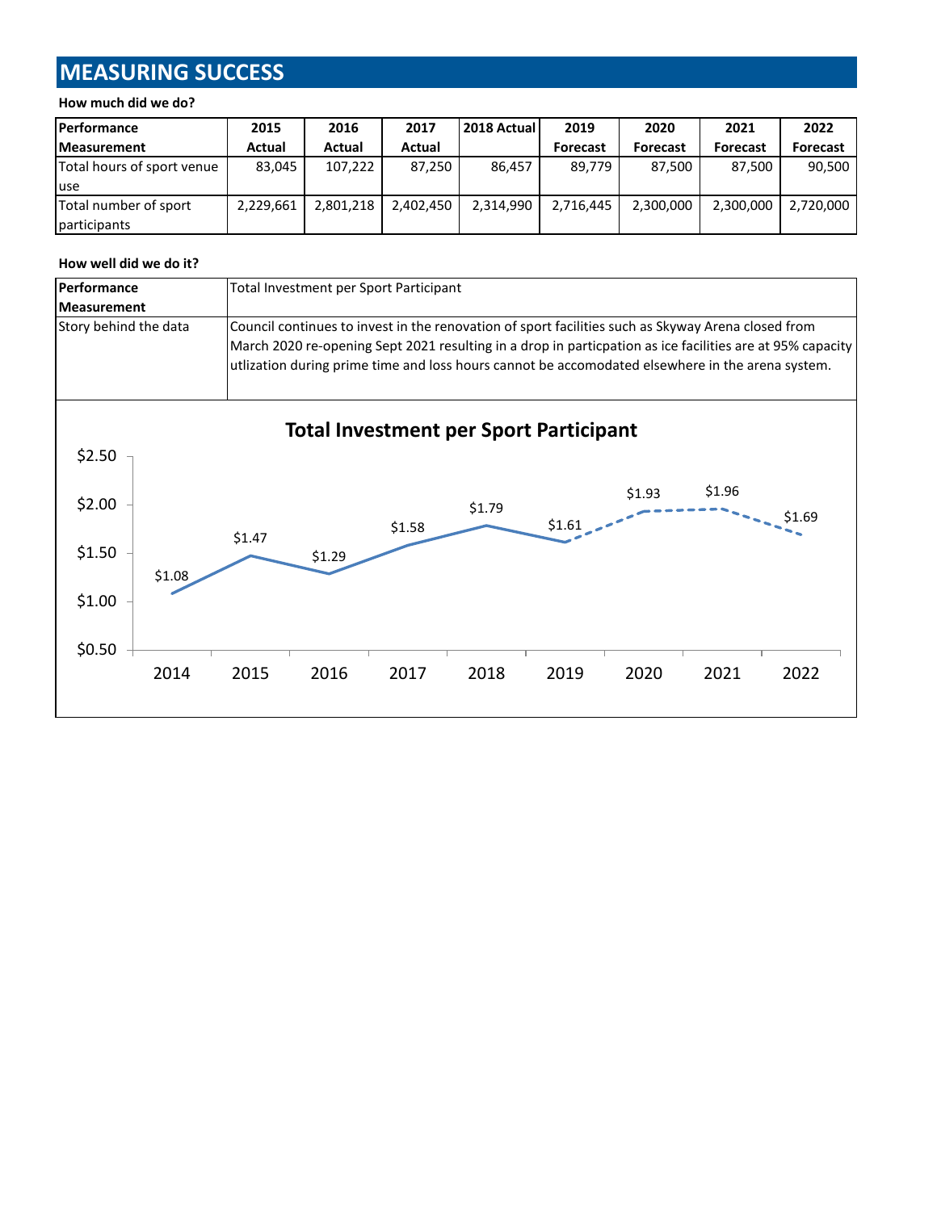# MEASURING SUCCESS

**How much did we do?**

| Performance Measurement | 2015 Actual | 2016 Actual | 2017 Actual | 2018 Actual | 2019 Forecast | 2020 Forecast | 2021 Forecast | 2022 Forecast |
|---|---|---|---|---|---|---|---|---|
| Total hours of sport venue use | 83,045 | 107,222 | 87,250 | 86,457 | 89,779 | 87,500 | 87,500 | 90,500 |
| Total number of sport participants | 2,229,661 | 2,801,218 | 2,402,450 | 2,314,990 | 2,716,445 | 2,300,000 | 2,300,000 | 2,720,000 |

**How well did we do it?**

| Performance Measurement | Total Investment per Sport Participant |
|---|---|
| Story behind the data | Council continues to invest in the renovation of sport facilities such as Skyway Arena closed from March 2020 re-opening Sept 2021 resulting in a drop in particpation as ice facilities are at 95% capacity utlization during prime time and loss hours cannot be accomodated elsewhere in the arena system. |

**Total Investment per Sport Participant**

| 2014 | 2015 | 2016 | 2017 | 2018 | 2019 | 2020 | 2021 | 2022 |
|---|---|---|---|---|---|---|---|---|
| $1.08 | $1.47 | $1.29 | $1.58 | $1.79 | $1.61 | $1.93 | $1.96 | $1.69 |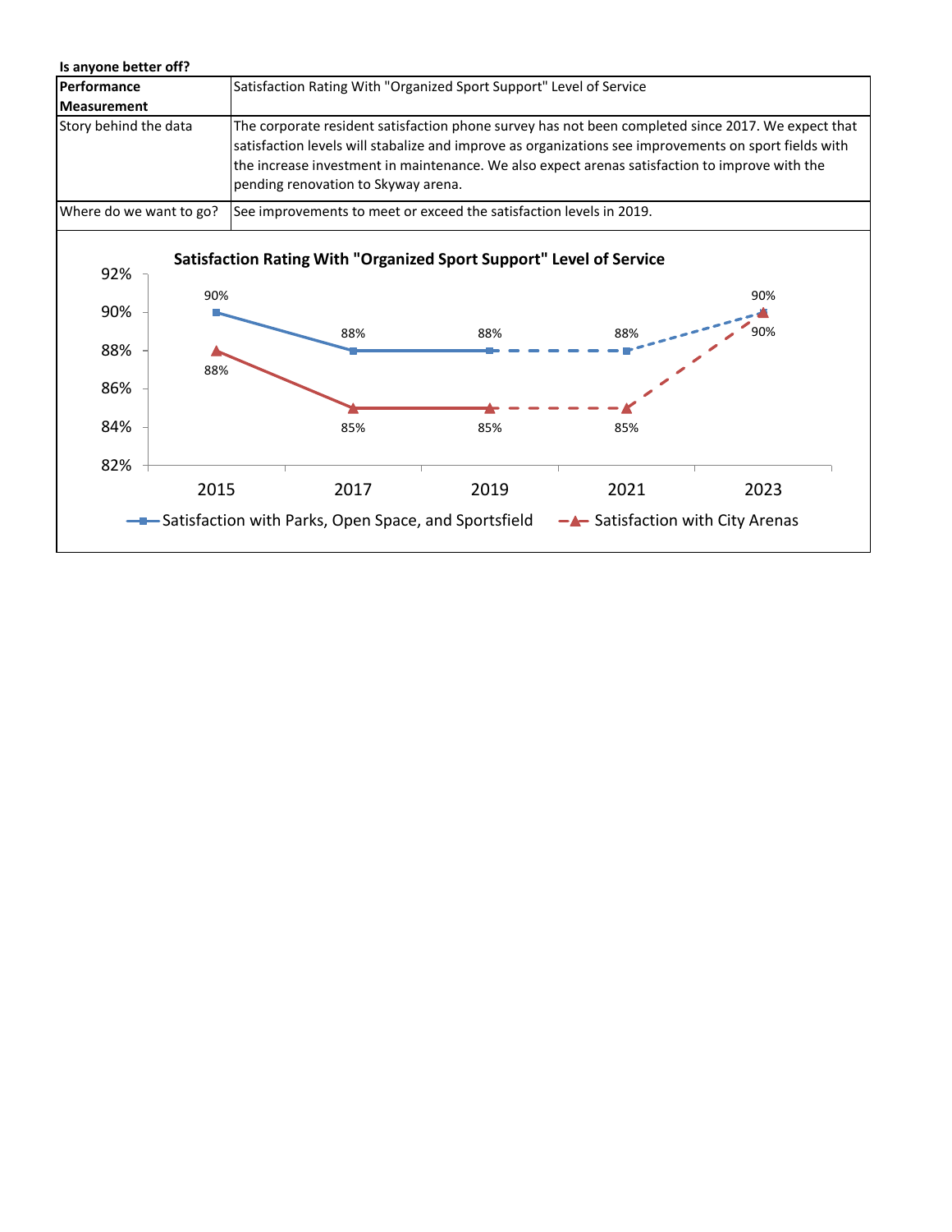**Is anyone better off?**

| | |
|---|---|
| **Performance Measurement** | Satisfaction Rating With "Organized Sport Support" Level of Service |
| Story behind the data | The corporate resident satisfaction phone survey has not been completed since 2017. We expect that satisfaction levels will stabalize and improve as organizations see improvements on sport fields with the increase investment in maintenance. We also expect arenas satisfaction to improve with the pending renovation to Skyway arena. |
| Where do we want to go? | See improvements to meet or exceed the satisfaction levels in 2019. |

**Satisfaction Rating With "Organized Sport Support" Level of Service**

92%
90%
88%
86%
84%
82%

90%
88%
88%
88%
90%

88%
85%
85%
85%
90%

2015
2017
2019
2021
2023

Satisfaction with Parks, Open Space, and Sportsfield
Satisfaction with City Arenas